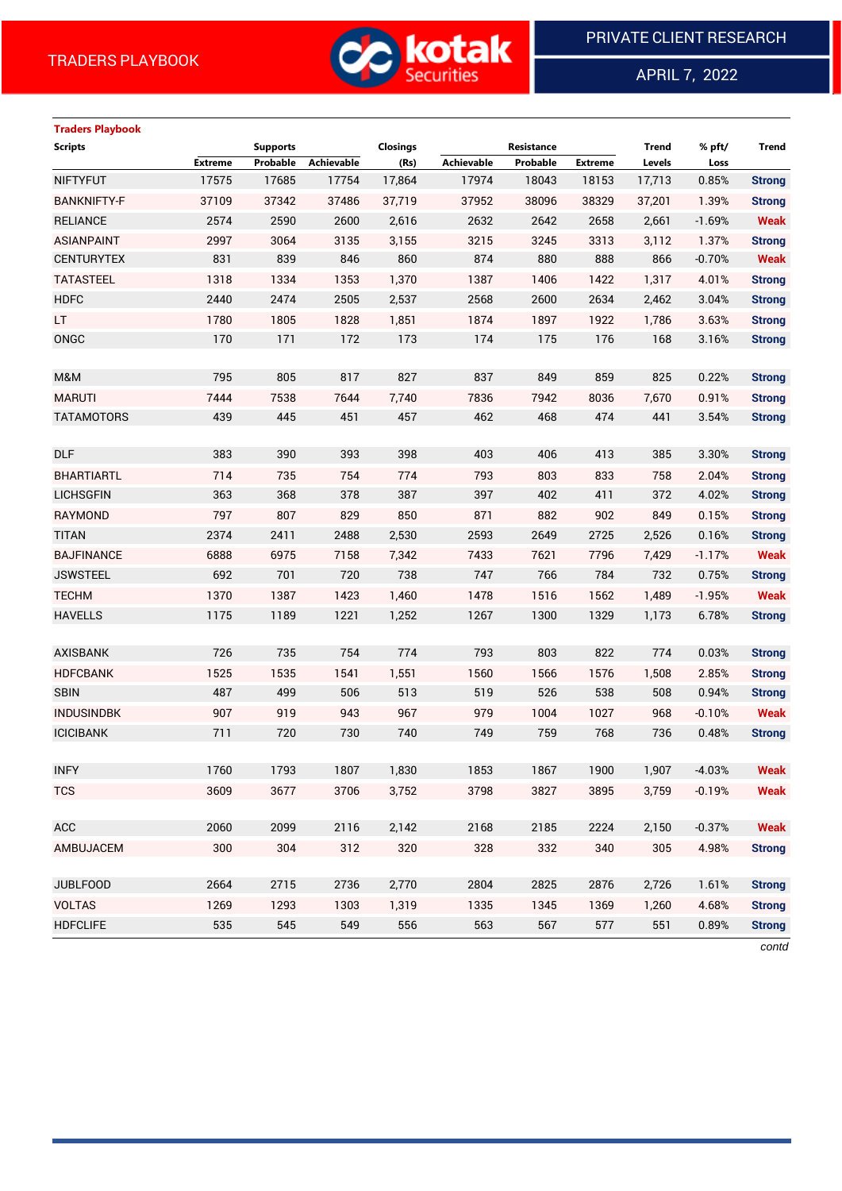TRADERS PLAYBOOK

PRIVATE CLIENT RESEARCH

APRIL 7, 2022

**Traders Playbook**

| Scripts | Supports | | | Closings | Resistance | | | Trend | % pft/ | Trend |
|---|---|---|---|---|---|---|---|---|---|---|
| | Extreme | Probable | Achievable | (Rs) | Achievable | Probable | Extreme | Levels | Loss | |
| NIFTYFUT | 17575 | 17685 | 17754 | 17,864 | 17974 | 18043 | 18153 | 17,713 | 0.85% | Strong |
| BANKNIFTY-F | 37109 | 37342 | 37486 | 37,719 | 37952 | 38096 | 38329 | 37,201 | 1.39% | Strong |
| RELIANCE | 2574 | 2590 | 2600 | 2,616 | 2632 | 2642 | 2658 | 2,661 | -1.69% | Weak |
| ASIANPAINT | 2997 | 3064 | 3135 | 3,155 | 3215 | 3245 | 3313 | 3,112 | 1.37% | Strong |
| CENTURYTEX | 831 | 839 | 846 | 860 | 874 | 880 | 888 | 866 | -0.70% | Weak |
| TATASTEEL | 1318 | 1334 | 1353 | 1,370 | 1387 | 1406 | 1422 | 1,317 | 4.01% | Strong |
| HDFC | 2440 | 2474 | 2505 | 2,537 | 2568 | 2600 | 2634 | 2,462 | 3.04% | Strong |
| LT | 1780 | 1805 | 1828 | 1,851 | 1874 | 1897 | 1922 | 1,786 | 3.63% | Strong |
| ONGC | 170 | 171 | 172 | 173 | 174 | 175 | 176 | 168 | 3.16% | Strong |
| | | | | | | | | | | |
| M&M | 795 | 805 | 817 | 827 | 837 | 849 | 859 | 825 | 0.22% | Strong |
| MARUTI | 7444 | 7538 | 7644 | 7,740 | 7836 | 7942 | 8036 | 7,670 | 0.91% | Strong |
| TATAMOTORS | 439 | 445 | 451 | 457 | 462 | 468 | 474 | 441 | 3.54% | Strong |
| | | | | | | | | | | |
| DLF | 383 | 390 | 393 | 398 | 403 | 406 | 413 | 385 | 3.30% | Strong |
| BHARTIARTL | 714 | 735 | 754 | 774 | 793 | 803 | 833 | 758 | 2.04% | Strong |
| LICHSGFIN | 363 | 368 | 378 | 387 | 397 | 402 | 411 | 372 | 4.02% | Strong |
| RAYMOND | 797 | 807 | 829 | 850 | 871 | 882 | 902 | 849 | 0.15% | Strong |
| TITAN | 2374 | 2411 | 2488 | 2,530 | 2593 | 2649 | 2725 | 2,526 | 0.16% | Strong |
| BAJFINANCE | 6888 | 6975 | 7158 | 7,342 | 7433 | 7621 | 7796 | 7,429 | -1.17% | Weak |
| JSWSTEEL | 692 | 701 | 720 | 738 | 747 | 766 | 784 | 732 | 0.75% | Strong |
| TECHM | 1370 | 1387 | 1423 | 1,460 | 1478 | 1516 | 1562 | 1,489 | -1.95% | Weak |
| HAVELLS | 1175 | 1189 | 1221 | 1,252 | 1267 | 1300 | 1329 | 1,173 | 6.78% | Strong |
| | | | | | | | | | | |
| AXISBANK | 726 | 735 | 754 | 774 | 793 | 803 | 822 | 774 | 0.03% | Strong |
| HDFCBANK | 1525 | 1535 | 1541 | 1,551 | 1560 | 1566 | 1576 | 1,508 | 2.85% | Strong |
| SBIN | 487 | 499 | 506 | 513 | 519 | 526 | 538 | 508 | 0.94% | Strong |
| INDUSINDBK | 907 | 919 | 943 | 967 | 979 | 1004 | 1027 | 968 | -0.10% | Weak |
| ICICIBANK | 711 | 720 | 730 | 740 | 749 | 759 | 768 | 736 | 0.48% | Strong |
| | | | | | | | | | | |
| INFY | 1760 | 1793 | 1807 | 1,830 | 1853 | 1867 | 1900 | 1,907 | -4.03% | Weak |
| TCS | 3609 | 3677 | 3706 | 3,752 | 3798 | 3827 | 3895 | 3,759 | -0.19% | Weak |
| | | | | | | | | | | |
| ACC | 2060 | 2099 | 2116 | 2,142 | 2168 | 2185 | 2224 | 2,150 | -0.37% | Weak |
| AMBUJACEM | 300 | 304 | 312 | 320 | 328 | 332 | 340 | 305 | 4.98% | Strong |
| | | | | | | | | | | |
| JUBLFOOD | 2664 | 2715 | 2736 | 2,770 | 2804 | 2825 | 2876 | 2,726 | 1.61% | Strong |
| VOLTAS | 1269 | 1293 | 1303 | 1,319 | 1335 | 1345 | 1369 | 1,260 | 4.68% | Strong |
| HDFCLIFE | 535 | 545 | 549 | 556 | 563 | 567 | 577 | 551 | 0.89% | Strong |

*contd*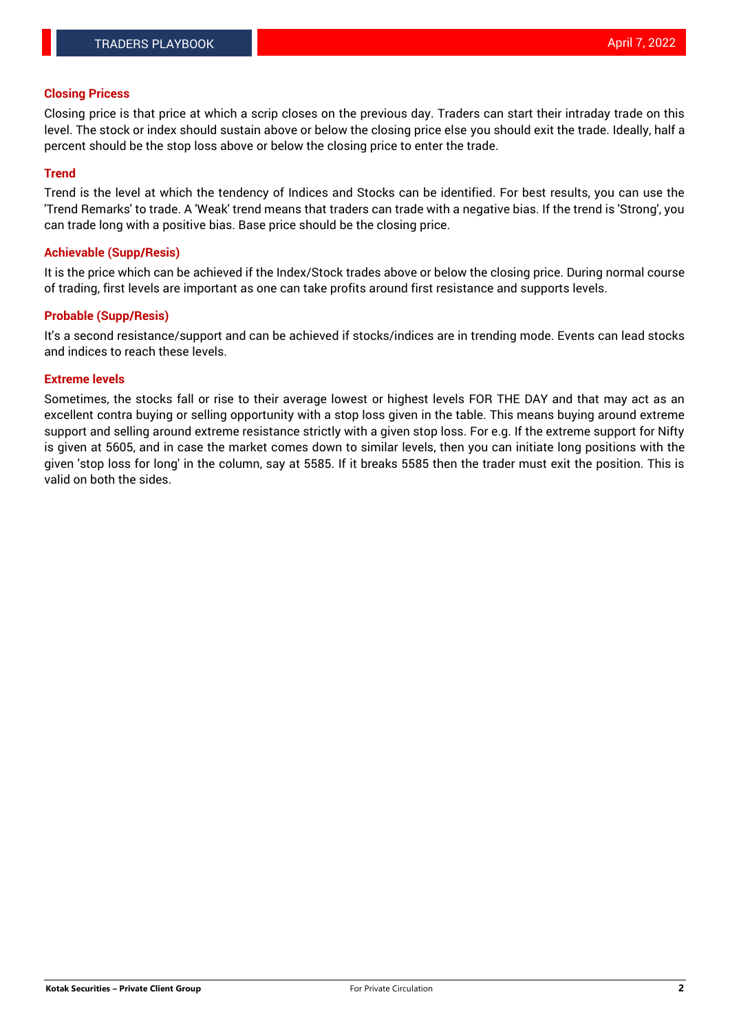## Closing Pricess

Closing price is that price at which a scrip closes on the previous day. Traders can start their intraday trade on this level. The stock or index should sustain above or below the closing price else you should exit the trade. Ideally, half a percent should be the stop loss above or below the closing price to enter the trade.

## Trend

Trend is the level at which the tendency of Indices and Stocks can be identified. For best results, you can use the 'Trend Remarks' to trade. A 'Weak' trend means that traders can trade with a negative bias. If the trend is 'Strong', you can trade long with a positive bias. Base price should be the closing price.

## Achievable (Supp/Resis)

It is the price which can be achieved if the Index/Stock trades above or below the closing price. During normal course of trading, first levels are important as one can take profits around first resistance and supports levels.

## Probable (Supp/Resis)

It's a second resistance/support and can be achieved if stocks/indices are in trending mode. Events can lead stocks and indices to reach these levels.

## Extreme levels

Sometimes, the stocks fall or rise to their average lowest or highest levels FOR THE DAY and that may act as an excellent contra buying or selling opportunity with a stop loss given in the table. This means buying around extreme support and selling around extreme resistance strictly with a given stop loss. For e.g. If the extreme support for Nifty is given at 5605, and in case the market comes down to similar levels, then you can initiate long positions with the given 'stop loss for long' in the column, say at 5585. If it breaks 5585 then the trader must exit the position. This is valid on both the sides.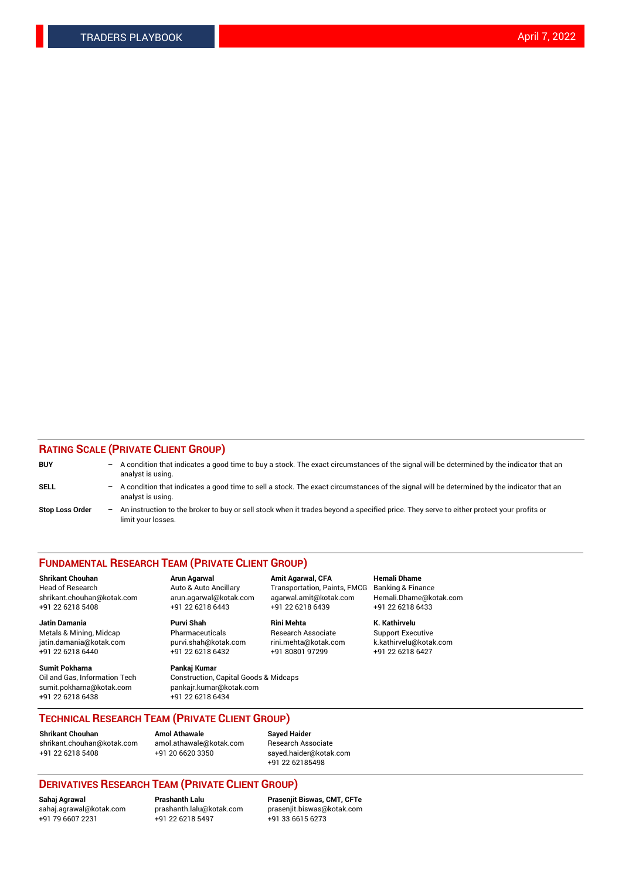## RATING SCALE (PRIVATE CLIENT GROUP)

**BUY** – A condition that indicates a good time to buy a stock. The exact circumstances of the signal will be determined by the indicator that an analyst is using.

**SELL** – A condition that indicates a good time to sell a stock. The exact circumstances of the signal will be determined by the indicator that an analyst is using.

**Stop Loss Order** – An instruction to the broker to buy or sell stock when it trades beyond a specified price. They serve to either protect your profits or limit your losses.

## FUNDAMENTAL RESEARCH TEAM (PRIVATE CLIENT GROUP)

**Shrikant Chouhan**
Head of Research
shrikant.chouhan@kotak.com
+91 22 6218 5408

**Arun Agarwal**
Auto & Auto Ancillary
arun.agarwal@kotak.com
+91 22 6218 6443

**Amit Agarwal, CFA**
Transportation, Paints, FMCG
agarwal.amit@kotak.com
+91 22 6218 6439

**Hemali Dhame**
Banking & Finance
Hemali.Dhame@kotak.com
+91 22 6218 6433

**Jatin Damania**
Metals & Mining, Midcap
jatin.damania@kotak.com
+91 22 6218 6440

**Purvi Shah**
Pharmaceuticals
purvi.shah@kotak.com
+91 22 6218 6432

**Rini Mehta**
Research Associate
rini.mehta@kotak.com
+91 80801 97299

**K. Kathirvelu**
Support Executive
k.kathirvelu@kotak.com
+91 22 6218 6427

**Sumit Pokharna**
Oil and Gas, Information Tech
sumit.pokharna@kotak.com
+91 22 6218 6438

**Pankaj Kumar**
Construction, Capital Goods & Midcaps
pankajr.kumar@kotak.com
+91 22 6218 6434

## TECHNICAL RESEARCH TEAM (PRIVATE CLIENT GROUP)

**Shrikant Chouhan**
shrikant.chouhan@kotak.com
+91 22 6218 5408

**Amol Athawale**
amol.athawale@kotak.com
+91 20 6620 3350

**Sayed Haider**
Research Associate
sayed.haider@kotak.com
+91 22 62185498

## DERIVATIVES RESEARCH TEAM (PRIVATE CLIENT GROUP)

**Sahaj Agrawal**
sahaj.agrawal@kotak.com
+91 79 6607 2231

**Prashanth Lalu**
prashanth.lalu@kotak.com
+91 22 6218 5497

**Prasenjit Biswas, CMT, CFTe**
prasenjit.biswas@kotak.com
+91 33 6615 6273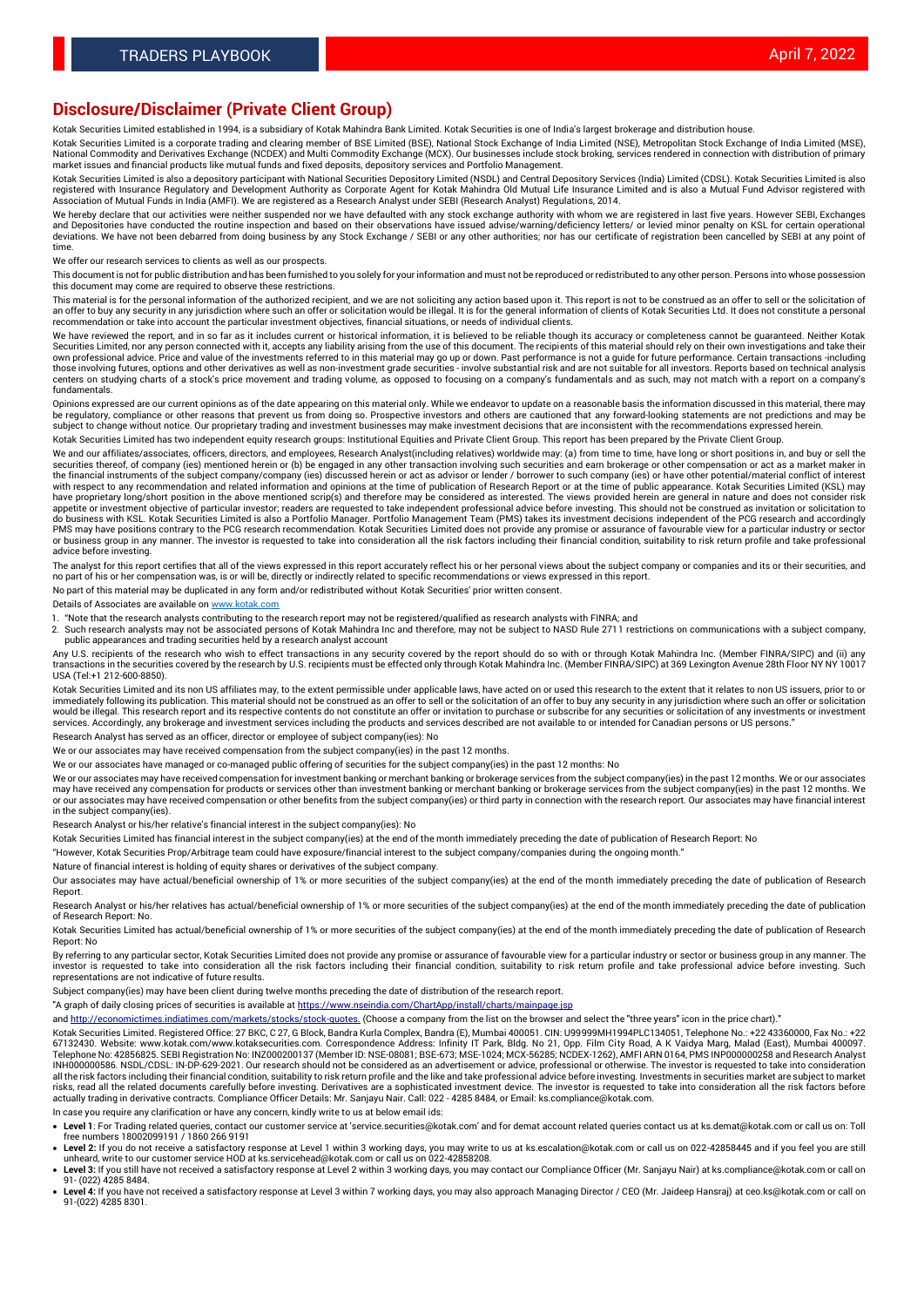# Disclosure/Disclaimer (Private Client Group)

Kotak Securities Limited established in 1994, is a subsidiary of Kotak Mahindra Bank Limited. Kotak Securities is one of India's largest brokerage and distribution house.

Kotak Securities Limited is a corporate trading and clearing member of BSE Limited (BSE), National Stock Exchange of India Limited (NSE), Metropolitan Stock Exchange of India Limited (MSE), National Commodity and Derivatives Exchange (NCDEX) and Multi Commodity Exchange (MCX). Our businesses include stock broking, services rendered in connection with distribution of primary market issues and financial products like mutual funds and fixed deposits, depository services and Portfolio Management.

Kotak Securities Limited is also a depository participant with National Securities Depository Limited (NSDL) and Central Depository Services (India) Limited (CDSL). Kotak Securities Limited is also registered with Insurance Regulatory and Development Authority as Corporate Agent for Kotak Mahindra Old Mutual Life Insurance Limited and is also a Mutual Fund Advisor registered with Association of Mutual Funds in India (AMFI). We are registered as a Research Analyst under SEBI (Research Analyst) Regulations, 2014.

We hereby declare that our activities were neither suspended nor we have defaulted with any stock exchange authority with whom we are registered in last five years. However SEBI, Exchanges and Depositories have conducted the routine inspection and based on their observations have issued advise/warning/deficiency letters/ or levied minor penalty on KSL for certain operational deviations. We have not been debarred from doing business by any Stock Exchange / SEBI or any other authorities; nor has our certificate of registration been cancelled by SEBI at any point of time.

We offer our research services to clients as well as our prospects.

This document is not for public distribution and has been furnished to you solely for your information and must not be reproduced or redistributed to any other person. Persons into whose possession this document may come are required to observe these restrictions.

This material is for the personal information of the authorized recipient, and we are not soliciting any action based upon it. This report is not to be construed as an offer to sell or the solicitation of an offer to buy any security in any jurisdiction where such an offer or solicitation would be illegal. It is for the general information of clients of Kotak Securities Ltd. It does not constitute a personal recommendation or take into account the particular investment objectives, financial situations, or needs of individual clients.

We have reviewed the report, and in so far as it includes current or historical information, it is believed to be reliable though its accuracy or completeness cannot be guaranteed. Neither Kotak Securities Limited, nor any person connected with it, accepts any liability arising from the use of this document. The recipients of this material should rely on their own investigations and take their own professional advice. Price and value of the investments referred to in this material may go up or down. Past performance is not a guide for future performance. Certain transactions -including those involving futures, options and other derivatives as well as non-investment grade securities - involve substantial risk and are not suitable for all investors. Reports based on technical analysis centers on studying charts of a stock's price movement and trading volume, as opposed to focusing on a company's fundamentals and as such, may not match with a report on a company's fundamentals.

Opinions expressed are our current opinions as of the date appearing on this material only. While we endeavor to update on a reasonable basis the information discussed in this material, there may be regulatory, compliance or other reasons that prevent us from doing so. Prospective investors and others are cautioned that any forward-looking statements are not predictions and may be subject to change without notice. Our proprietary trading and investment businesses may make investment decisions that are inconsistent with the recommendations expressed herein.

Kotak Securities Limited has two independent equity research groups: Institutional Equities and Private Client Group. This report has been prepared by the Private Client Group.

We and our affiliates/associates, officers, directors, and employees, Research Analyst(including relatives) worldwide may: (a) from time to time, have long or short positions in, and buy or sell the securities thereof, of company (ies) mentioned herein or (b) be engaged in any other transaction involving such securities and earn brokerage or other compensation or act as a market maker in the financial instruments of the subject company/company (ies) discussed herein or act as advisor or lender / borrower to such company (ies) or have other potential/material conflict of interest with respect to any recommendation and related information and opinions at the time of publication of Research Report or at the time of public appearance. Kotak Securities Limited (KSL) may have proprietary long/short position in the above mentioned scrip(s) and therefore may be considered as interested. The views provided herein are general in nature and does not consider risk appetite or investment objective of particular investor; readers are requested to take independent professional advice before investing. This should not be construed as invitation or solicitation to do business with KSL. Kotak Securities Limited is also a Portfolio Manager. Portfolio Management Team (PMS) takes its investment decisions independent of the PCG research and accordingly PMS may have positions contrary to the PCG research recommendation. Kotak Securities Limited does not provide any promise or assurance of favourable view for a particular industry or sector or business group in any manner. The investor is requested to take into consideration all the risk factors including their financial condition, suitability to risk return profile and take professional advice before investing.

The analyst for this report certifies that all of the views expressed in this report accurately reflect his or her personal views about the subject company or companies and its or their securities, and no part of his or her compensation was, is or will be, directly or indirectly related to specific recommendations or views expressed in this report.

No part of this material may be duplicated in any form and/or redistributed without Kotak Securities' prior written consent.

Details of Associates are available on www.kotak.com

1. "Note that the research analysts contributing to the research report may not be registered/qualified as research analysts with FINRA; and
2. Such research analysts may not be associated persons of Kotak Mahindra Inc and therefore, may not be subject to NASD Rule 2711 restrictions on communications with a subject company, public appearances and trading securities held by a research analyst account

Any U.S. recipients of the research who wish to effect transactions in any security covered by the report should do so with or through Kotak Mahindra Inc. (Member FINRA/SIPC) and (ii) any transactions in the securities covered by the research by U.S. recipients must be effected only through Kotak Mahindra Inc. (Member FINRA/SIPC) at 369 Lexington Avenue 28th Floor NY NY 10017 USA (Tel:+1 212-600-8850).

Kotak Securities Limited and its non US affiliates may, to the extent permissible under applicable laws, have acted on or used this research to the extent that it relates to non US issuers, prior to or immediately following its publication. This material should not be construed as an offer to sell or the solicitation of an offer to buy any security in any jurisdiction where such an offer or solicitation would be illegal. This research report and its respective contents do not constitute an offer or invitation to purchase or subscribe for any securities or solicitation of any investments or investment services. Accordingly, any brokerage and investment services including the products and services described are not available to or intended for Canadian persons or US persons."

Research Analyst has served as an officer, director or employee of subject company(ies): No

We or our associates may have received compensation from the subject company(ies) in the past 12 months.

We or our associates have managed or co-managed public offering of securities for the subject company(ies) in the past 12 months: No

We or our associates may have received compensation for investment banking or merchant banking or brokerage services from the subject company(ies) in the past 12 months. We or our associates may have received any compensation for products or services other than investment banking or merchant banking or brokerage services from the subject company(ies) in the past 12 months. We or our associates may have received compensation or other benefits from the subject company(ies) or third party in connection with the research report. Our associates may have financial interest in the subject company(ies).

Research Analyst or his/her relative's financial interest in the subject company(ies): No

Kotak Securities Limited has financial interest in the subject company(ies) at the end of the month immediately preceding the date of publication of Research Report: No

"However, Kotak Securities Prop/Arbitrage team could have exposure/financial interest to the subject company/companies during the ongoing month."

Nature of financial interest is holding of equity shares or derivatives of the subject company.

Our associates may have actual/beneficial ownership of 1% or more securities of the subject company(ies) at the end of the month immediately preceding the date of publication of Research Report.

Research Analyst or his/her relatives has actual/beneficial ownership of 1% or more securities of the subject company(ies) at the end of the month immediately preceding the date of publication of Research Report: No.

Kotak Securities Limited has actual/beneficial ownership of 1% or more securities of the subject company(ies) at the end of the month immediately preceding the date of publication of Research Report: No

By referring to any particular sector, Kotak Securities Limited does not provide any promise or assurance of favourable view for a particular industry or sector or business group in any manner. The investor is requested to take into consideration all the risk factors including their financial condition, suitability to risk return profile and take professional advice before investing. Such representations are not indicative of future results.

Subject company(ies) may have been client during twelve months preceding the date of distribution of the research report.

"A graph of daily closing prices of securities is available at https://www.nseindia.com/ChartApp/install/charts/mainpage.jsp

and http://economictimes.indiatimes.com/markets/stocks/stock-quotes. (Choose a company from the list on the browser and select the "three years" icon in the price chart)."

Kotak Securities Limited. Registered Office: 27 BKC, C 27, G Block, Bandra Kurla Complex, Bandra (E), Mumbai 400051. CIN: U99999MH1994PLC134051, Telephone No.: +22 43360000, Fax No.: +22 67132430. Website: www.kotak.com/www.kotaksecurities.com. Correspondence Address: Infinity IT Park, Bldg. No 21, Opp. Film City Road, A K Vaidya Marg, Malad (East), Mumbai 400097. Telephone No: 42856825. SEBI Registration No: INZ000200137 (Member ID: NSE-08081; BSE-673; MSE-1024; MCX-56285; NCDEX-1262), AMFI ARN 0164, PMS INP000000258 and Research Analyst INH000000586. NSDL/CDSL: IN-DP-629-2021. Our research should not be considered as an advertisement or advice, professional or otherwise. The investor is requested to take into consideration all the risk factors including their financial condition, suitability to risk return profile and the like and take professional advice before investing. Investments in securities market are subject to market risks, read all the related documents carefully before investing. Derivatives are a sophisticated investment device. The investor is requested to take into consideration all the risk factors before actually trading in derivative contracts. Compliance Officer Details: Mr. Sanjayu Nair. Call: 022 - 4285 8484, or Email: ks.compliance@kotak.com.

In case you require any clarification or have any concern, kindly write to us at below email ids:

- **Level 1**: For Trading related queries, contact our customer service at 'service.securities@kotak.com' and for demat account related queries contact us at ks.demat@kotak.com or call us on: Toll free numbers 18002099191 / 1860 266 9191
- **Level 2:** If you do not receive a satisfactory response at Level 1 within 3 working days, you may write to us at ks.escalation@kotak.com or call us on 022-42858445 and if you feel you are still unheard, write to our customer service HOD at ks.servicehead@kotak.com or call us on 022-42858208.
- **Level 3:** If you still have not received a satisfactory response at Level 2 within 3 working days, you may contact our Compliance Officer (Mr. Sanjayu Nair) at ks.compliance@kotak.com or call on 91- (022) 4285 8484.
- **Level 4:** If you have not received a satisfactory response at Level 3 within 7 working days, you may also approach Managing Director / CEO (Mr. Jaideep Hansraj) at ceo.ks@kotak.com or call on 91-(022) 4285 8301.